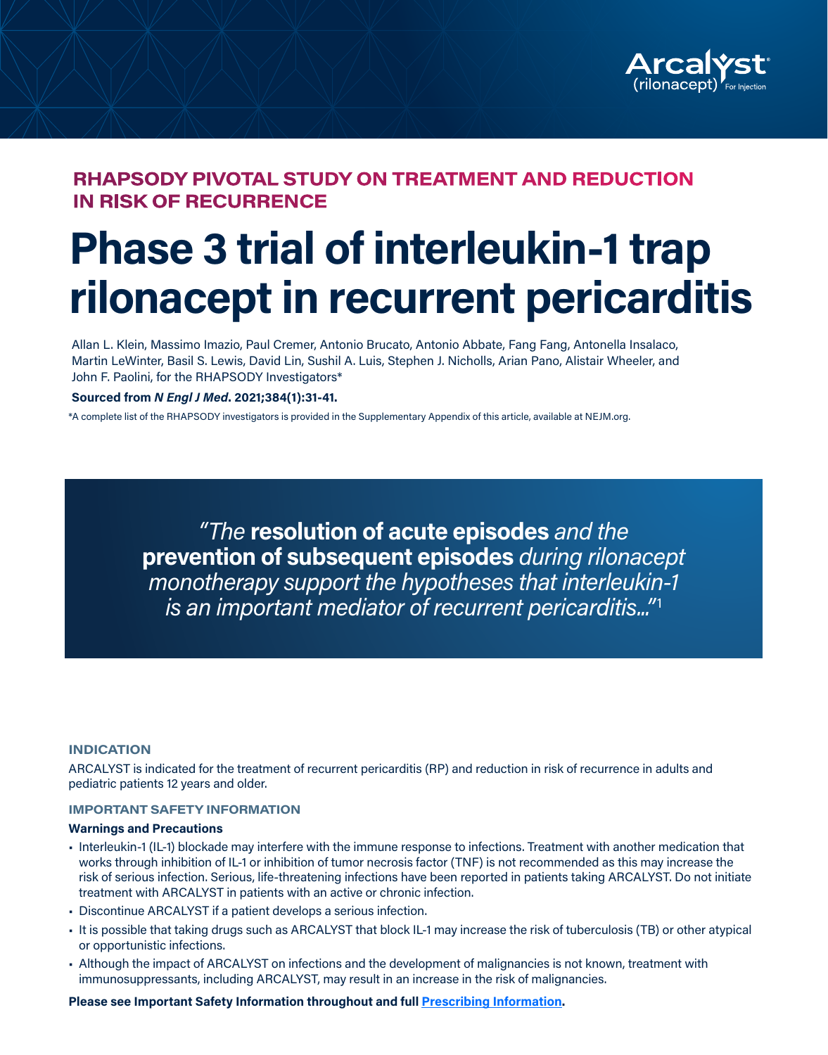Arcalyst® (rilonacept) For Injection

## RHAPSODY PIVOTAL STUDY ON TREATMENT AND REDUCTION IN RISK OF RECURRENCE

# Phase 3 trial of interleukin-1 trap rilonacept in recurrent pericarditis

Allan L. Klein, Massimo Imazio, Paul Cremer, Antonio Brucato, Antonio Abbate, Fang Fang, Antonella Insalaco, Martin LeWinter, Basil S. Lewis, David Lin, Sushil A. Luis, Stephen J. Nicholls, Arian Pano, Alistair Wheeler, and John F. Paolini, for the RHAPSODY Investigators*

**Sourced from *N Engl J Med*. 2021;384(1):31-41.**

*A complete list of the RHAPSODY investigators is provided in the Supplementary Appendix of this article, available at NEJM.org.

> *"The* **resolution of acute episodes** *and the* **prevention of subsequent episodes** *during rilonacept monotherapy support the hypotheses that interleukin-1 is an important mediator of recurrent pericarditis..."*[1]

### INDICATION

ARCALYST is indicated for the treatment of recurrent pericarditis (RP) and reduction in risk of recurrence in adults and pediatric patients 12 years and older.

### IMPORTANT SAFETY INFORMATION

**Warnings and Precautions**

- Interleukin-1 (IL-1) blockade may interfere with the immune response to infections. Treatment with another medication that works through inhibition of IL-1 or inhibition of tumor necrosis factor (TNF) is not recommended as this may increase the risk of serious infection. Serious, life-threatening infections have been reported in patients taking ARCALYST. Do not initiate treatment with ARCALYST in patients with an active or chronic infection.
- Discontinue ARCALYST if a patient develops a serious infection.
- It is possible that taking drugs such as ARCALYST that block IL-1 may increase the risk of tuberculosis (TB) or other atypical or opportunistic infections.
- Although the impact of ARCALYST on infections and the development of malignancies is not known, treatment with immunosuppressants, including ARCALYST, may result in an increase in the risk of malignancies.

**Please see Important Safety Information throughout and full Prescribing Information.**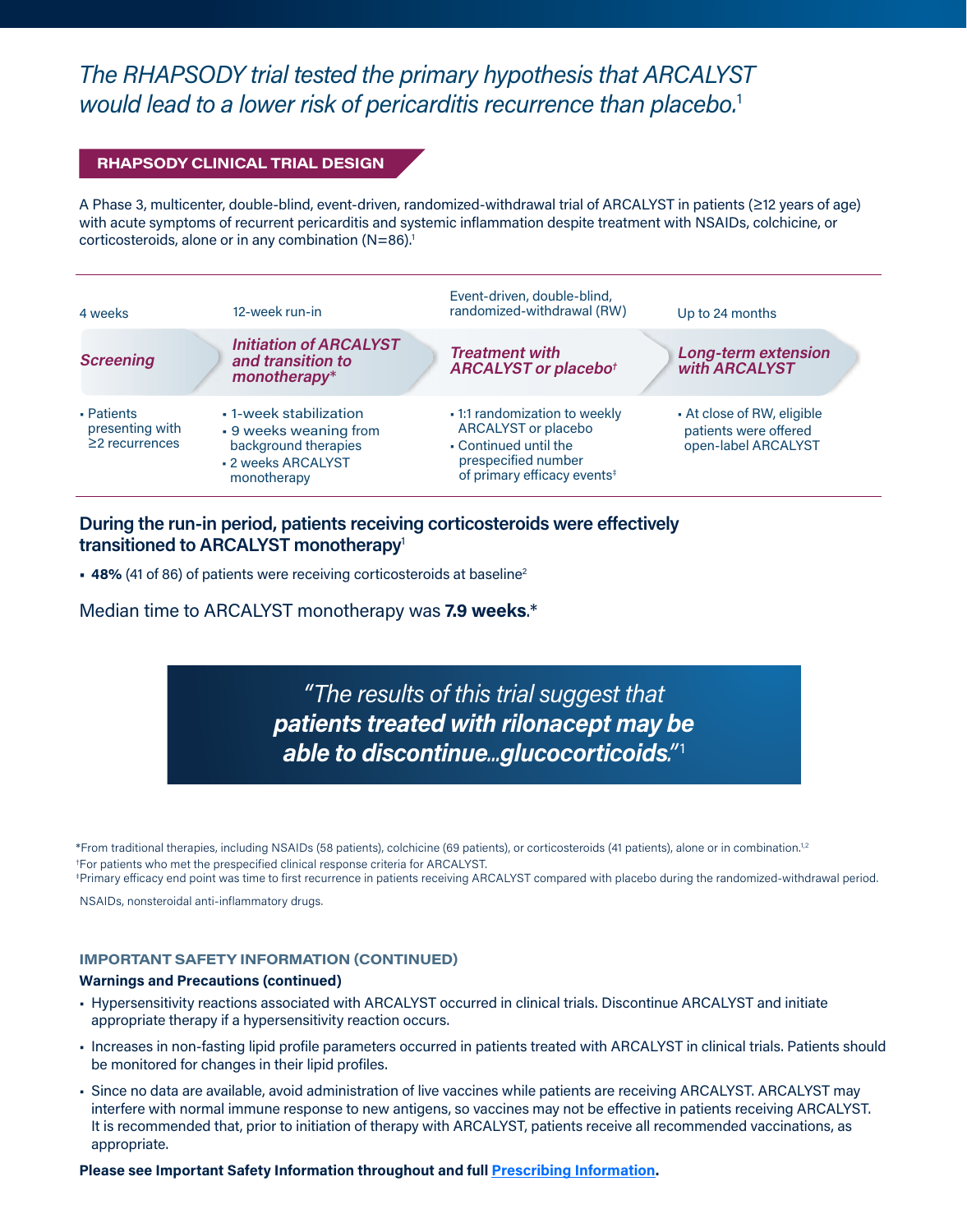*The RHAPSODY trial tested the primary hypothesis that ARCALYST would lead to a lower risk of pericarditis recurrence than placebo.*[1]

## RHAPSODY CLINICAL TRIAL DESIGN

A Phase 3, multicenter, double-blind, event-driven, randomized-withdrawal trial of ARCALYST in patients (≥12 years of age) with acute symptoms of recurrent pericarditis and systemic inflammation despite treatment with NSAIDs, colchicine, or corticosteroids, alone or in any combination (N=86).[1]

| 4 weeks | 12-week run-in | Event-driven, double-blind, randomized-withdrawal (RW) | Up to 24 months |
|---|---|---|---|
| ***Screening*** | ***Initiation of ARCALYST and transition to monotherapy**** | ***Treatment with ARCALYST or placebo†*** | ***Long-term extension with ARCALYST*** |
| ▪ Patients presenting with ≥2 recurrences | ▪ 1-week stabilization<br>▪ 9 weeks weaning from background therapies<br>▪ 2 weeks ARCALYST monotherapy | ▪ 1:1 randomization to weekly ARCALYST or placebo<br>▪ Continued until the prespecified number of primary efficacy events‡ | ▪ At close of RW, eligible patients were offered open-label ARCALYST |

### During the run-in period, patients receiving corticosteroids were effectively transitioned to ARCALYST monotherapy[1]

- **48%** (41 of 86) of patients were receiving corticosteroids at baseline[2]

Median time to ARCALYST monotherapy was **7.9 weeks**.*

> *"The results of this trial suggest that **patients treated with rilonacept may be able to discontinue...glucocorticoids.**"*[1]

*From traditional therapies, including NSAIDs (58 patients), colchicine (69 patients), or corticosteroids (41 patients), alone or in combination.[1,2]

†For patients who met the prespecified clinical response criteria for ARCALYST.

‡Primary efficacy end point was time to first recurrence in patients receiving ARCALYST compared with placebo during the randomized-withdrawal period.

NSAIDs, nonsteroidal anti-inflammatory drugs.

### IMPORTANT SAFETY INFORMATION (CONTINUED)

**Warnings and Precautions (continued)**

- Hypersensitivity reactions associated with ARCALYST occurred in clinical trials. Discontinue ARCALYST and initiate appropriate therapy if a hypersensitivity reaction occurs.
- Increases in non-fasting lipid profile parameters occurred in patients treated with ARCALYST in clinical trials. Patients should be monitored for changes in their lipid profiles.
- Since no data are available, avoid administration of live vaccines while patients are receiving ARCALYST. ARCALYST may interfere with normal immune response to new antigens, so vaccines may not be effective in patients receiving ARCALYST. It is recommended that, prior to initiation of therapy with ARCALYST, patients receive all recommended vaccinations, as appropriate.

**Please see Important Safety Information throughout and full Prescribing Information.**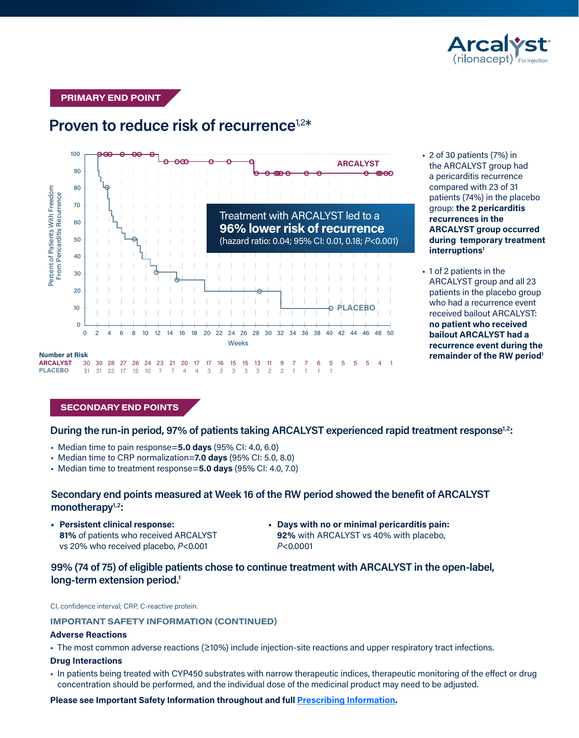## PRIMARY END POINT

# Proven to reduce risk of recurrence[1,2]*

Treatment with ARCALYST led to a **96% lower risk of recurrence** (hazard ratio: 0.04; 95% CI: 0.01, 0.18; *P*<0.001)

Number at Risk

| Weeks | 0 | 2 | 4 | 6 | 8 | 10 | 12 | 14 | 16 | 18 | 20 | 22 | 24 | 26 | 28 | 30 | 32 | 34 | 36 | 38 | 40 | 42 | 44 | 46 | 48 | 50 |
|---|---|---|---|---|---|---|---|---|---|---|---|---|---|---|---|---|---|---|---|---|---|---|---|---|---|---|
| ARCALYST | 30 | 30 | 28 | 27 | 26 | 24 | 23 | 21 | 20 | 17 | 17 | 16 | 15 | 15 | 13 | 11 | 9 | 7 | 7 | 6 | 5 | 5 | 5 | 5 | 4 | 1 |
| PLACEBO | 31 | 31 | 22 | 17 | 15 | 10 | 7 | 7 | 4 | 4 | 3 | 3 | 3 | 3 | 3 | 2 | 2 | 1 | 1 | 1 | 1 | | | | | |

- 2 of 30 patients (7%) in the ARCALYST group had a pericarditis recurrence compared with 23 of 31 patients (74%) in the placebo group: **the 2 pericarditis recurrences in the ARCALYST group occurred during temporary treatment interruptions[1]**
- 1 of 2 patients in the ARCALYST group and all 23 patients in the placebo group who had a recurrence event received bailout ARCALYST: **no patient who received bailout ARCALYST had a recurrence event during the remainder of the RW period[1]**

## SECONDARY END POINTS

### During the run-in period, 97% of patients taking ARCALYST experienced rapid treatment response[1,2]:

- Median time to pain response=**5.0 days** (95% CI: 4.0, 6.0)
- Median time to CRP normalization=**7.0 days** (95% CI: 5.0, 8.0)
- Median time to treatment response=**5.0 days** (95% CI: 4.0, 7.0)

### Secondary end points measured at Week 16 of the RW period showed the benefit of ARCALYST monotherapy[1,2]:

- **Persistent clinical response:** **81%** of patients who received ARCALYST vs 20% who received placebo, *P*<0.001
- **Days with no or minimal pericarditis pain:** **92%** with ARCALYST vs 40% with placebo, *P*<0.0001

### 99% (74 of 75) of eligible patients chose to continue treatment with ARCALYST in the open-label, long-term extension period.[1]

CI, confidence interval; CRP, C-reactive protein.

## IMPORTANT SAFETY INFORMATION (CONTINUED)

**Adverse Reactions**

- The most common adverse reactions (≥10%) include injection-site reactions and upper respiratory tract infections.

**Drug Interactions**

- In patients being treated with CYP450 substrates with narrow therapeutic indices, therapeutic monitoring of the effect or drug concentration should be performed, and the individual dose of the medicinal product may need to be adjusted.

**Please see Important Safety Information throughout and full Prescribing Information.**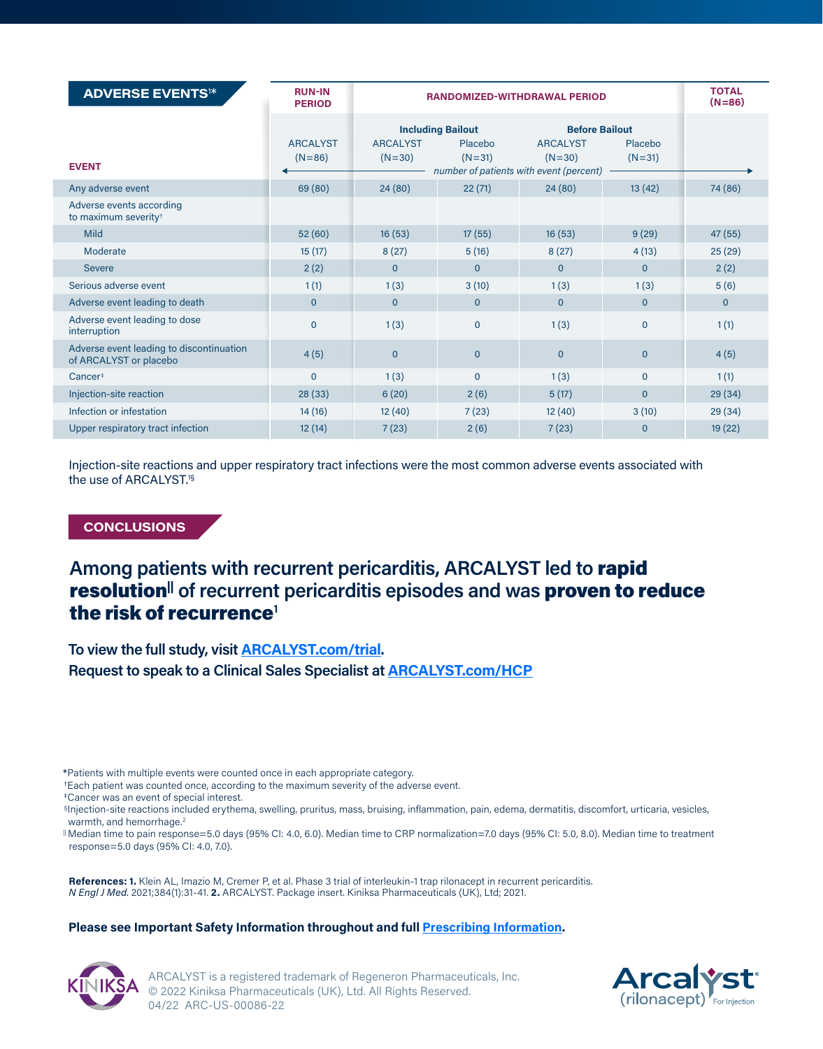## ADVERSE EVENTS[1]*

| EVENT | RUN-IN PERIOD | RANDOMIZED-WITHDRAWAL PERIOD | | | | TOTAL (N=86) |
|---|---|---|---|---|---|---|
| | | Including Bailout | | Before Bailout | | |
| | ARCALYST (N=86) | ARCALYST (N=30) | Placebo (N=31) | ARCALYST (N=30) | Placebo (N=31) | |
| | *number of patients with event (percent)* | | | | | |
| Any adverse event | 69 (80) | 24 (80) | 22 (71) | 24 (80) | 13 (42) | 74 (86) |
| Adverse events according to maximum severity† | | | | | | |
| Mild | 52 (60) | 16 (53) | 17 (55) | 16 (53) | 9 (29) | 47 (55) |
| Moderate | 15 (17) | 8 (27) | 5 (16) | 8 (27) | 4 (13) | 25 (29) |
| Severe | 2 (2) | 0 | 0 | 0 | 0 | 2 (2) |
| Serious adverse event | 1 (1) | 1 (3) | 3 (10) | 1 (3) | 1 (3) | 5 (6) |
| Adverse event leading to death | 0 | 0 | 0 | 0 | 0 | 0 |
| Adverse event leading to dose interruption | 0 | 1 (3) | 0 | 1 (3) | 0 | 1 (1) |
| Adverse event leading to discontinuation of ARCALYST or placebo | 4 (5) | 0 | 0 | 0 | 0 | 4 (5) |
| Cancer‡ | 0 | 1 (3) | 0 | 1 (3) | 0 | 1 (1) |
| Injection-site reaction | 28 (33) | 6 (20) | 2 (6) | 5 (17) | 0 | 29 (34) |
| Infection or infestation | 14 (16) | 12 (40) | 7 (23) | 12 (40) | 3 (10) | 29 (34) |
| Upper respiratory tract infection | 12 (14) | 7 (23) | 2 (6) | 7 (23) | 0 | 19 (22) |

Injection-site reactions and upper respiratory tract infections were the most common adverse events associated with the use of ARCALYST.[1§]

## CONCLUSIONS

### Among patients with recurrent pericarditis, ARCALYST led to **rapid resolution**[‖] of recurrent pericarditis episodes and was **proven to reduce the risk of recurrence**[1]

**To view the full study, visit ARCALYST.com/trial.**
**Request to speak to a Clinical Sales Specialist at ARCALYST.com/HCP**

*Patients with multiple events were counted once in each appropriate category.
†Each patient was counted once, according to the maximum severity of the adverse event.
‡Cancer was an event of special interest.
§Injection-site reactions included erythema, swelling, pruritus, mass, bruising, inflammation, pain, edema, dermatitis, discomfort, urticaria, vesicles, warmth, and hemorrhage.[2]
‖Median time to pain response=5.0 days (95% CI: 4.0, 6.0). Median time to CRP normalization=7.0 days (95% CI: 5.0, 8.0). Median time to treatment response=5.0 days (95% CI: 4.0, 7.0).

**References: 1.** Klein AL, Imazio M, Cremer P, et al. Phase 3 trial of interleukin-1 trap rilonacept in recurrent pericarditis. *N Engl J Med.* 2021;384(1):31-41. **2.** ARCALYST. Package insert. Kiniksa Pharmaceuticals (UK), Ltd; 2021.

**Please see Important Safety Information throughout and full Prescribing Information.**

ARCALYST is a registered trademark of Regeneron Pharmaceuticals, Inc.
© 2022 Kiniksa Pharmaceuticals (UK), Ltd. All Rights Reserved.
04/22 ARC-US-00086-22

Arcalyst® (rilonacept) For Injection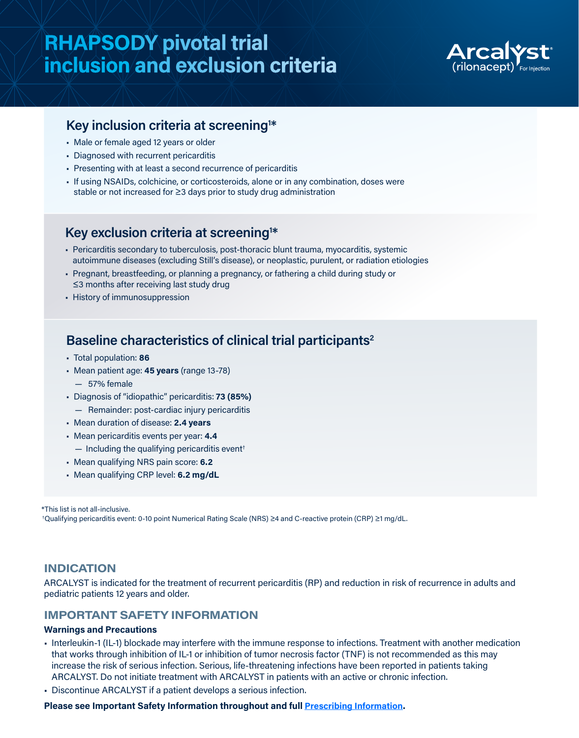# RHAPSODY pivotal trial inclusion and exclusion criteria

Arcalyst (rilonacept) For Injection

## Key inclusion criteria at screening[1*]

- Male or female aged 12 years or older
- Diagnosed with recurrent pericarditis
- Presenting with at least a second recurrence of pericarditis
- If using NSAIDs, colchicine, or corticosteroids, alone or in any combination, doses were stable or not increased for ≥3 days prior to study drug administration

## Key exclusion criteria at screening[1*]

- Pericarditis secondary to tuberculosis, post-thoracic blunt trauma, myocarditis, systemic autoimmune diseases (excluding Still's disease), or neoplastic, purulent, or radiation etiologies
- Pregnant, breastfeeding, or planning a pregnancy, or fathering a child during study or ≤3 months after receiving last study drug
- History of immunosuppression

## Baseline characteristics of clinical trial participants[2]

- Total population: **86**
- Mean patient age: **45 years** (range 13-78)
  - 57% female
- Diagnosis of "idiopathic" pericarditis: **73 (85%)**
  - Remainder: post-cardiac injury pericarditis
- Mean duration of disease: **2.4 years**
- Mean pericarditis events per year: **4.4**
  - Including the qualifying pericarditis event[†]
- Mean qualifying NRS pain score: **6.2**
- Mean qualifying CRP level: **6.2 mg/dL**

*This list is not all-inclusive.

[†]Qualifying pericarditis event: 0-10 point Numerical Rating Scale (NRS) ≥4 and C-reactive protein (CRP) ≥1 mg/dL.

## INDICATION

ARCALYST is indicated for the treatment of recurrent pericarditis (RP) and reduction in risk of recurrence in adults and pediatric patients 12 years and older.

## IMPORTANT SAFETY INFORMATION

**Warnings and Precautions**

- Interleukin-1 (IL-1) blockade may interfere with the immune response to infections. Treatment with another medication that works through inhibition of IL-1 or inhibition of tumor necrosis factor (TNF) is not recommended as this may increase the risk of serious infection. Serious, life-threatening infections have been reported in patients taking ARCALYST. Do not initiate treatment with ARCALYST in patients with an active or chronic infection.
- Discontinue ARCALYST if a patient develops a serious infection.

**Please see Important Safety Information throughout and full Prescribing Information.**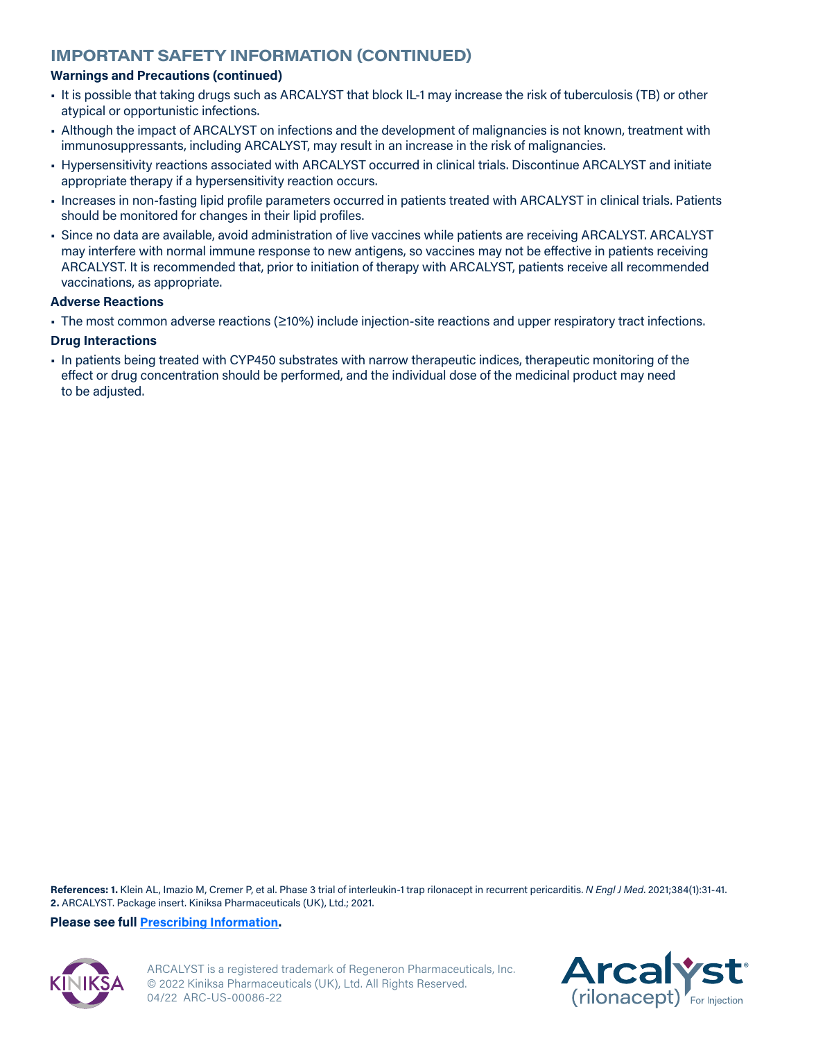## IMPORTANT SAFETY INFORMATION (CONTINUED)

**Warnings and Precautions (continued)**

- It is possible that taking drugs such as ARCALYST that block IL-1 may increase the risk of tuberculosis (TB) or other atypical or opportunistic infections.
- Although the impact of ARCALYST on infections and the development of malignancies is not known, treatment with immunosuppressants, including ARCALYST, may result in an increase in the risk of malignancies.
- Hypersensitivity reactions associated with ARCALYST occurred in clinical trials. Discontinue ARCALYST and initiate appropriate therapy if a hypersensitivity reaction occurs.
- Increases in non-fasting lipid profile parameters occurred in patients treated with ARCALYST in clinical trials. Patients should be monitored for changes in their lipid profiles.
- Since no data are available, avoid administration of live vaccines while patients are receiving ARCALYST. ARCALYST may interfere with normal immune response to new antigens, so vaccines may not be effective in patients receiving ARCALYST. It is recommended that, prior to initiation of therapy with ARCALYST, patients receive all recommended vaccinations, as appropriate.

**Adverse Reactions**

- The most common adverse reactions (≥10%) include injection-site reactions and upper respiratory tract infections.

**Drug Interactions**

- In patients being treated with CYP450 substrates with narrow therapeutic indices, therapeutic monitoring of the effect or drug concentration should be performed, and the individual dose of the medicinal product may need to be adjusted.

**References: 1.** Klein AL, Imazio M, Cremer P, et al. Phase 3 trial of interleukin-1 trap rilonacept in recurrent pericarditis. *N Engl J Med*. 2021;384(1):31-41. **2.** ARCALYST. Package insert. Kiniksa Pharmaceuticals (UK), Ltd.; 2021.

**Please see full [Prescribing Information](Prescribing Information).**

KINIKSA

ARCALYST is a registered trademark of Regeneron Pharmaceuticals, Inc.
© 2022 Kiniksa Pharmaceuticals (UK), Ltd. All Rights Reserved.
04/22 ARC-US-00086-22

Arcalyst® (rilonacept) For Injection